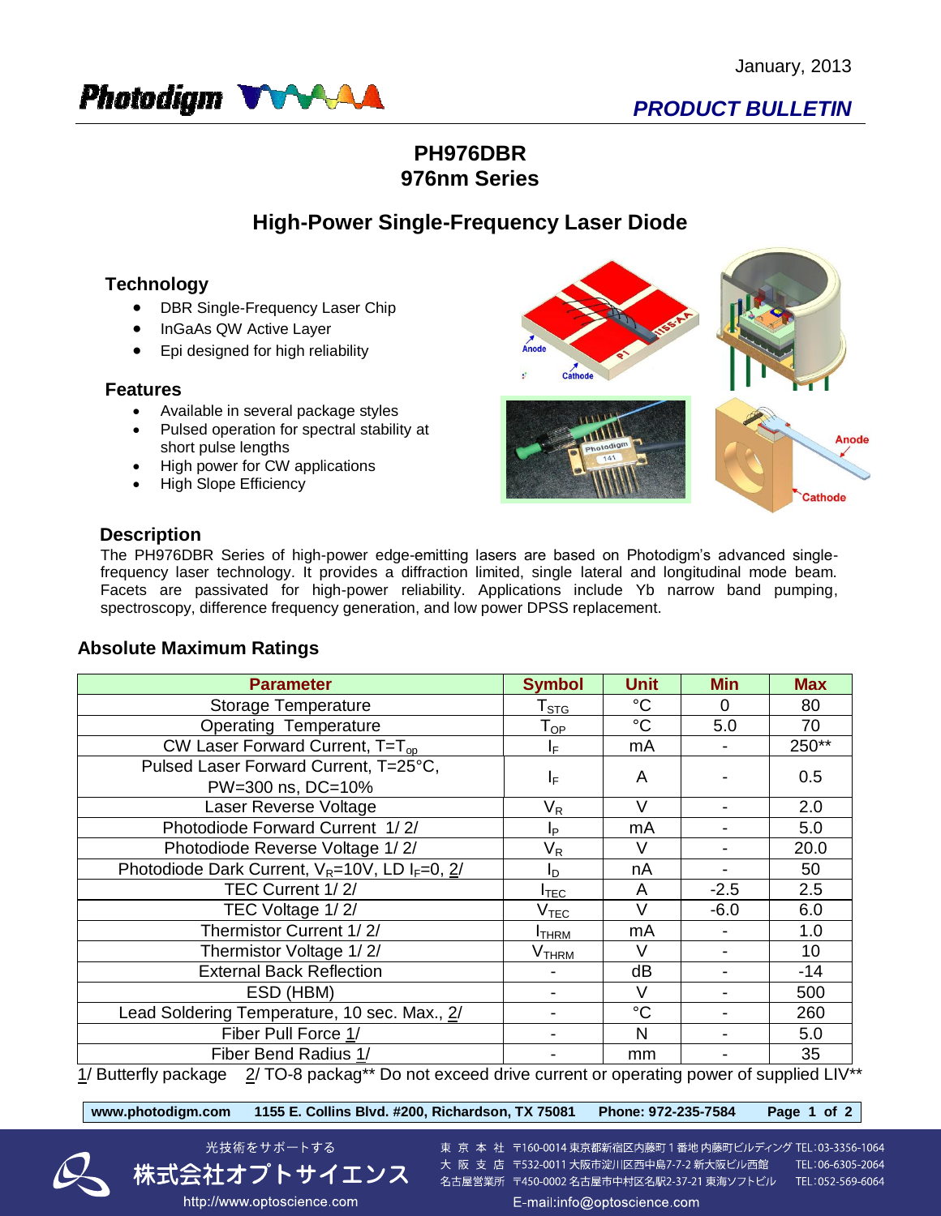January, 2013

Photodigm

*PRODUCT BULLETIN*

# PH976DBR
# 976nm Series

## High-Power Single-Frequency Laser Diode

### Technology

- DBR Single-Frequency Laser Chip
- InGaAs QW Active Layer
- Epi designed for high reliability

### Features

- Available in several package styles
- Pulsed operation for spectral stability at short pulse lengths
- High power for CW applications
- High Slope Efficiency

### Description

The PH976DBR Series of high-power edge-emitting lasers are based on Photodigm's advanced single-frequency laser technology. It provides a diffraction limited, single lateral and longitudinal mode beam. Facets are passivated for high-power reliability. Applications include Yb narrow band pumping, spectroscopy, difference frequency generation, and low power DPSS replacement.

### Absolute Maximum Ratings

| Parameter | Symbol | Unit | Min | Max |
|---|---|---|---|---|
| Storage Temperature | $T_{STG}$ | °C | 0 | 80 |
| Operating Temperature | $T_{OP}$ | °C | 5.0 | 70 |
| CW Laser Forward Current, $T=T_{op}$ | $I_F$ | mA | - | 250** |
| Pulsed Laser Forward Current, T=25°C, PW=300 ns, DC=10% | $I_F$ | A | - | 0.5 |
| Laser Reverse Voltage | $V_R$ | V | - | 2.0 |
| Photodiode Forward Current 1/ 2/ | $I_P$ | mA | - | 5.0 |
| Photodiode Reverse Voltage 1/ 2/ | $V_R$ | V | - | 20.0 |
| Photodiode Dark Current, $V_R$=10V, LD $I_F$=0, 2/ | $I_D$ | nA | - | 50 |
| TEC Current 1/ 2/ | $I_{TEC}$ | A | -2.5 | 2.5 |
| TEC Voltage 1/ 2/ | $V_{TEC}$ | V | -6.0 | 6.0 |
| Thermistor Current 1/ 2/ | $I_{THRM}$ | mA | - | 1.0 |
| Thermistor Voltage 1/ 2/ | $V_{THRM}$ | V | - | 10 |
| External Back Reflection | - | dB | - | -14 |
| ESD (HBM) | - | V | - | 500 |
| Lead Soldering Temperature, 10 sec. Max., 2/ | - | °C | - | 260 |
| Fiber Pull Force 1/ | - | N | - | 5.0 |
| Fiber Bend Radius 1/ | - | mm | - | 35 |

1/ Butterfly package  2/ TO-8 packag** Do not exceed drive current or operating power of supplied LIV**

www.photodigm.com  1155 E. Collins Blvd. #200, Richardson, TX 75081  Phone: 972-235-7584

光技術をサポートする
株式会社オプトサイエンス
http://www.optoscience.com

東 京 本 社 〒160-0014 東京都新宿区内藤町１番地 内藤町ビルディング TEL:03-3356-1064
大 阪 支 店 〒532-0011 大阪市淀川区西中島7-7-2 新大阪ビル西館 TEL:06-6305-2064
名古屋営業所 〒450-0002 名古屋市中村区名駅2-37-21 東海ソフトビル TEL:052-569-6064
E-mail:info@optoscience.com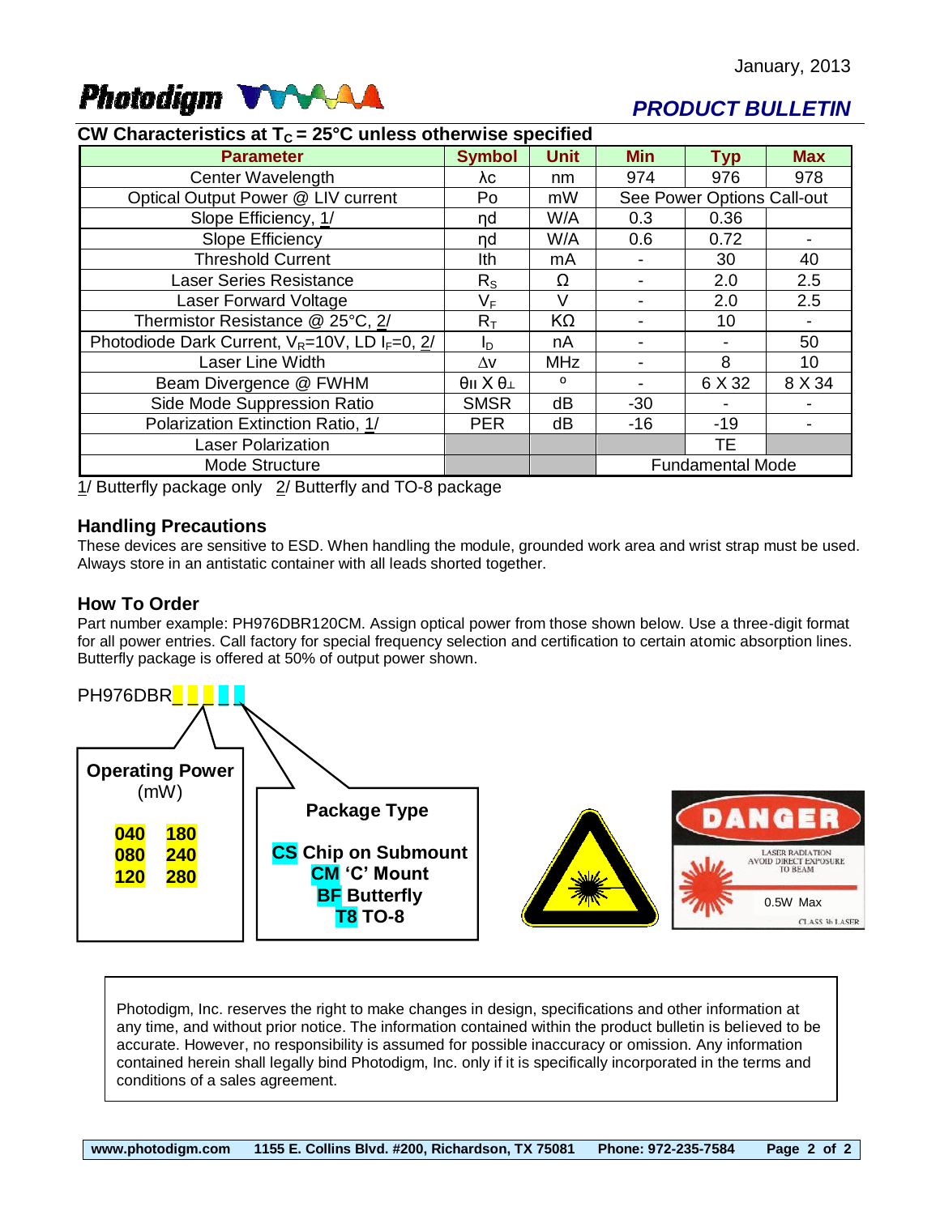January, 2013

**Photodigm**

***PRODUCT BULLETIN***

**CW Characteristics at $T_C$ = 25°C unless otherwise specified**

| Parameter | Symbol | Unit | Min | Typ | Max |
|---|---|---|---|---|---|
| Center Wavelength | λc | nm | 974 | 976 | 978 |
| Optical Output Power @ LIV current | Po | mW | See Power Options Call-out | | |
| Slope Efficiency, 1/ | ηd | W/A | 0.3 | 0.36 | |
| Slope Efficiency | ηd | W/A | 0.6 | 0.72 | - |
| Threshold Current | Ith | mA | - | 30 | 40 |
| Laser Series Resistance | $R_S$ | Ω | - | 2.0 | 2.5 |
| Laser Forward Voltage | $V_F$ | V | - | 2.0 | 2.5 |
| Thermistor Resistance @ 25°C, 2/ | $R_T$ | KΩ | - | 10 | - |
| Photodiode Dark Current, $V_R$=10V, LD $I_F$=0, 2/ | $I_D$ | nA | - | - | 50 |
| Laser Line Width | Δν | MHz | - | 8 | 10 |
| Beam Divergence @ FWHM | $\theta_{\parallel} \times \theta_{\perp}$ | ° | - | 6 X 32 | 8 X 34 |
| Side Mode Suppression Ratio | SMSR | dB | -30 | - | - |
| Polarization Extinction Ratio, 1/ | PER | dB | -16 | -19 | - |
| Laser Polarization | | | | TE | |
| Mode Structure | | | Fundamental Mode | | |

1/ Butterfly package only 2/ Butterfly and TO-8 package

## Handling Precautions

These devices are sensitive to ESD. When handling the module, grounded work area and wrist strap must be used. Always store in an antistatic container with all leads shorted together.

## How To Order

Part number example: PH976DBR120CM. Assign optical power from those shown below. Use a three-digit format for all power entries. Call factory for special frequency selection and certification to certain atomic absorption lines. Butterfly package is offered at 50% of output power shown.

PH976DBR_ _ _ _ _

**Operating Power** (mW)

**040** **180**
**080** **240**
**120** **280**

**Package Type**

**CS** **Chip on Submount**
**CM** **'C' Mount**
**BF** **Butterfly**
**T8** **TO-8**

DANGER
LASER RADIATION
AVOID DIRECT EXPOSURE
TO BEAM
0.5W Max
CLASS 3b LASER

Photodigm, Inc. reserves the right to make changes in design, specifications and other information at any time, and without prior notice. The information contained within the product bulletin is believed to be accurate. However, no responsibility is assumed for possible inaccuracy or omission. Any information contained herein shall legally bind Photodigm, Inc. only if it is specifically incorporated in the terms and conditions of a sales agreement.

**www.photodigm.com 1155 E. Collins Blvd. #200, Richardson, TX 75081 Phone: 972-235-7584**